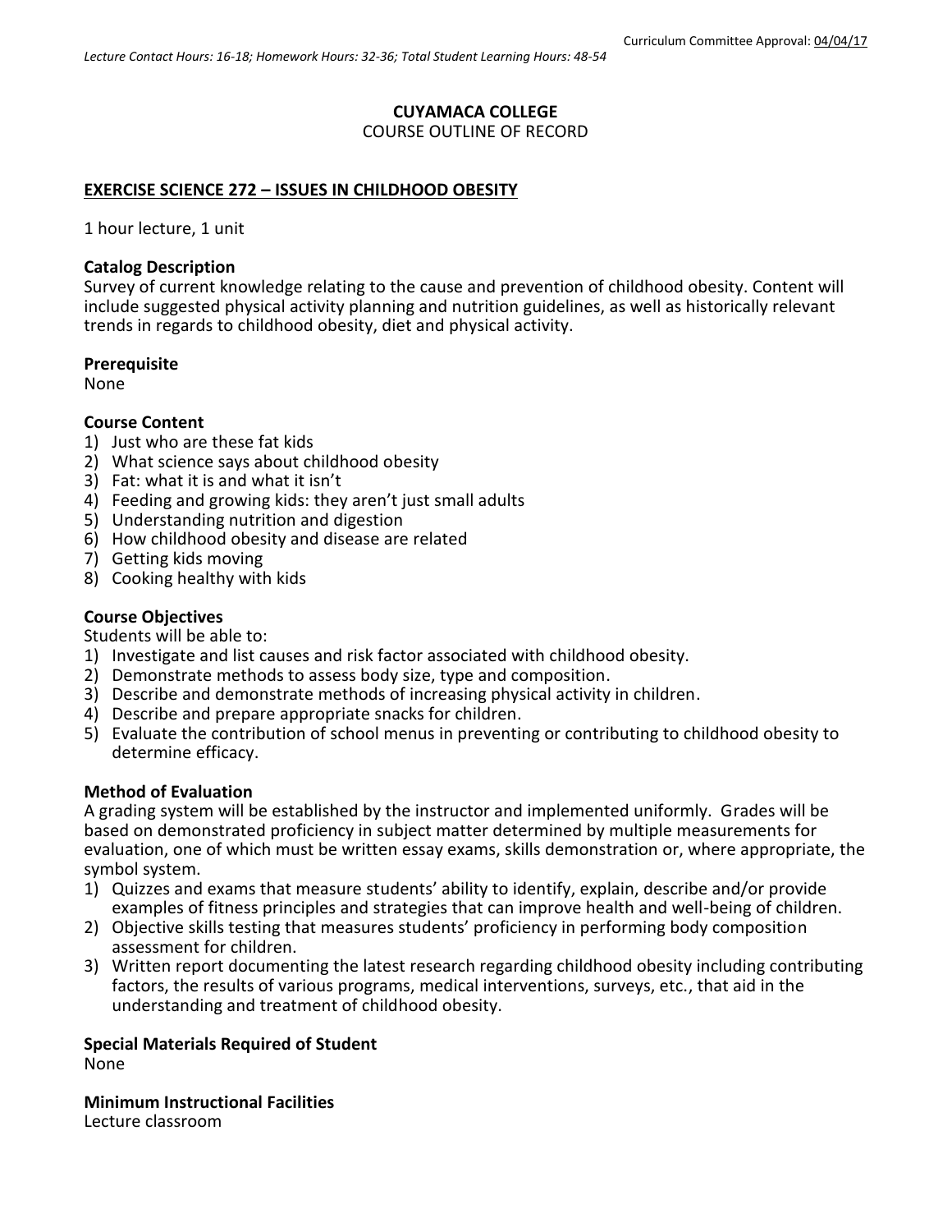Curriculum Committee Approval: 04/04/17

*Lecture Contact Hours: 16-18; Homework Hours: 32-36; Total Student Learning Hours: 48-54*

# CUYAMACA COLLEGE
COURSE OUTLINE OF RECORD

## EXERCISE SCIENCE 272 – ISSUES IN CHILDHOOD OBESITY

1 hour lecture, 1 unit

**Catalog Description**
Survey of current knowledge relating to the cause and prevention of childhood obesity. Content will include suggested physical activity planning and nutrition guidelines, as well as historically relevant trends in regards to childhood obesity, diet and physical activity.

**Prerequisite**
None

**Course Content**
1) Just who are these fat kids
2) What science says about childhood obesity
3) Fat: what it is and what it isn't
4) Feeding and growing kids: they aren't just small adults
5) Understanding nutrition and digestion
6) How childhood obesity and disease are related
7) Getting kids moving
8) Cooking healthy with kids

**Course Objectives**
Students will be able to:
1) Investigate and list causes and risk factor associated with childhood obesity.
2) Demonstrate methods to assess body size, type and composition.
3) Describe and demonstrate methods of increasing physical activity in children.
4) Describe and prepare appropriate snacks for children.
5) Evaluate the contribution of school menus in preventing or contributing to childhood obesity to determine efficacy.

**Method of Evaluation**
A grading system will be established by the instructor and implemented uniformly. Grades will be based on demonstrated proficiency in subject matter determined by multiple measurements for evaluation, one of which must be written essay exams, skills demonstration or, where appropriate, the symbol system.
1) Quizzes and exams that measure students' ability to identify, explain, describe and/or provide examples of fitness principles and strategies that can improve health and well-being of children.
2) Objective skills testing that measures students' proficiency in performing body composition assessment for children.
3) Written report documenting the latest research regarding childhood obesity including contributing factors, the results of various programs, medical interventions, surveys, etc., that aid in the understanding and treatment of childhood obesity.

**Special Materials Required of Student**
None

**Minimum Instructional Facilities**
Lecture classroom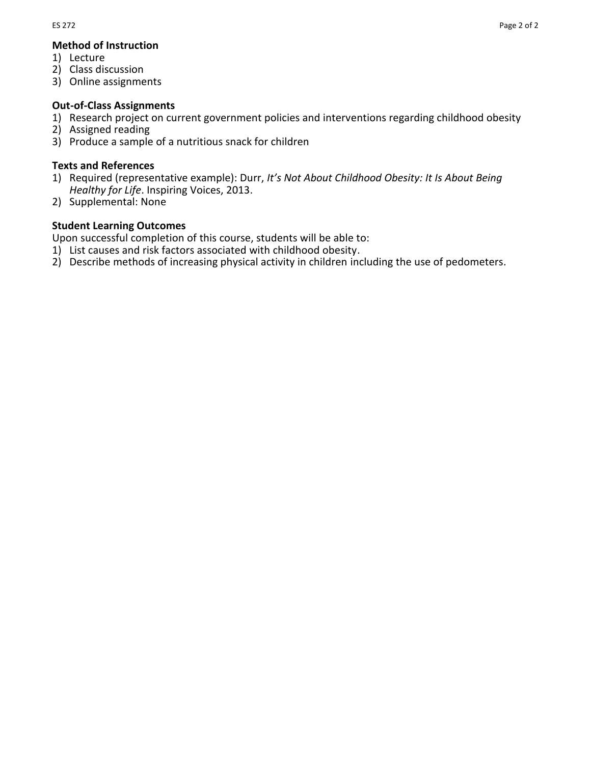**Method of Instruction**
1) Lecture
2) Class discussion
3) Online assignments

**Out-of-Class Assignments**
1) Research project on current government policies and interventions regarding childhood obesity
2) Assigned reading
3) Produce a sample of a nutritious snack for children

**Texts and References**
1) Required (representative example): Durr, *It's Not About Childhood Obesity: It Is About Being Healthy for Life*. Inspiring Voices, 2013.
2) Supplemental: None

**Student Learning Outcomes**
Upon successful completion of this course, students will be able to:
1) List causes and risk factors associated with childhood obesity.
2) Describe methods of increasing physical activity in children including the use of pedometers.